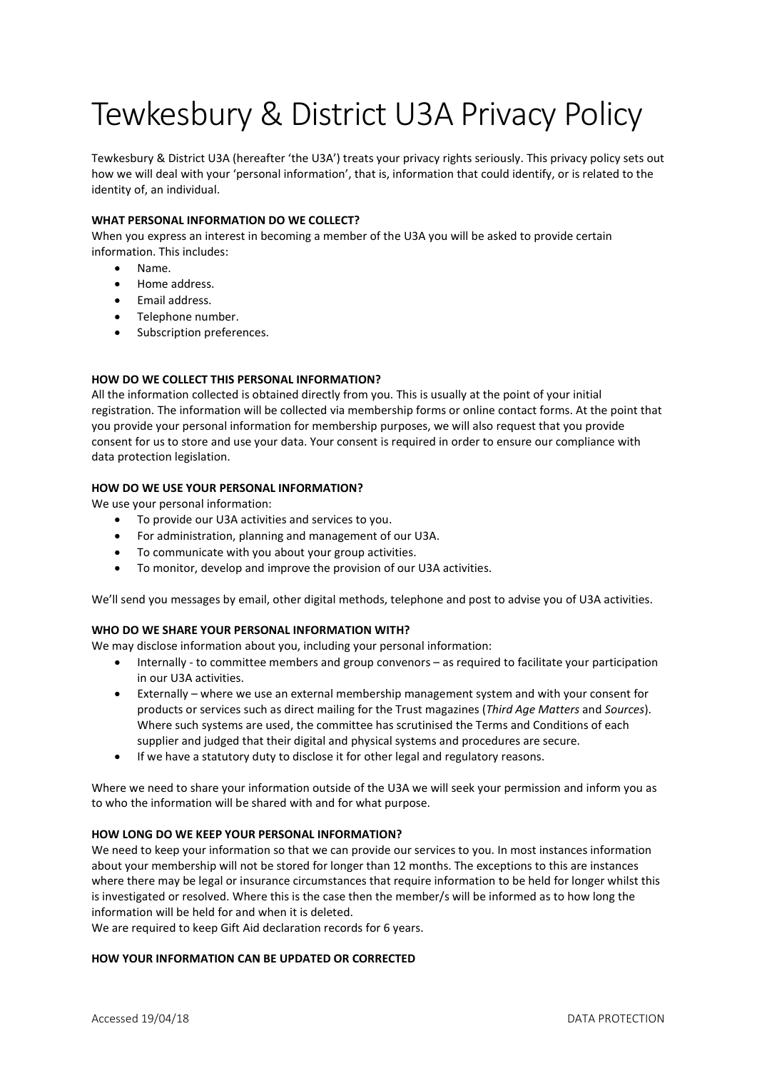# Tewkesbury & District U3A Privacy Policy

Tewkesbury & District U3A (hereafter 'the U3A') treats your privacy rights seriously. This privacy policy sets out how we will deal with your 'personal information', that is, information that could identify, or is related to the identity of, an individual.

**WHAT PERSONAL INFORMATION DO WE COLLECT?**

When you express an interest in becoming a member of the U3A you will be asked to provide certain information. This includes:

- Name.
- Home address.
- Email address.
- Telephone number.
- Subscription preferences.

**HOW DO WE COLLECT THIS PERSONAL INFORMATION?**

All the information collected is obtained directly from you. This is usually at the point of your initial registration. The information will be collected via membership forms or online contact forms. At the point that you provide your personal information for membership purposes, we will also request that you provide consent for us to store and use your data. Your consent is required in order to ensure our compliance with data protection legislation.

**HOW DO WE USE YOUR PERSONAL INFORMATION?**

We use your personal information:

- To provide our U3A activities and services to you.
- For administration, planning and management of our U3A.
- To communicate with you about your group activities.
- To monitor, develop and improve the provision of our U3A activities.

We'll send you messages by email, other digital methods, telephone and post to advise you of U3A activities.

**WHO DO WE SHARE YOUR PERSONAL INFORMATION WITH?**

We may disclose information about you, including your personal information:

- Internally - to committee members and group convenors – as required to facilitate your participation in our U3A activities.
- Externally – where we use an external membership management system and with your consent for products or services such as direct mailing for the Trust magazines (*Third Age Matters* and *Sources*). Where such systems are used, the committee has scrutinised the Terms and Conditions of each supplier and judged that their digital and physical systems and procedures are secure.
- If we have a statutory duty to disclose it for other legal and regulatory reasons.

Where we need to share your information outside of the U3A we will seek your permission and inform you as to who the information will be shared with and for what purpose.

**HOW LONG DO WE KEEP YOUR PERSONAL INFORMATION?**

We need to keep your information so that we can provide our services to you. In most instances information about your membership will not be stored for longer than 12 months. The exceptions to this are instances where there may be legal or insurance circumstances that require information to be held for longer whilst this is investigated or resolved. Where this is the case then the member/s will be informed as to how long the information will be held for and when it is deleted.

We are required to keep Gift Aid declaration records for 6 years.

**HOW YOUR INFORMATION CAN BE UPDATED OR CORRECTED**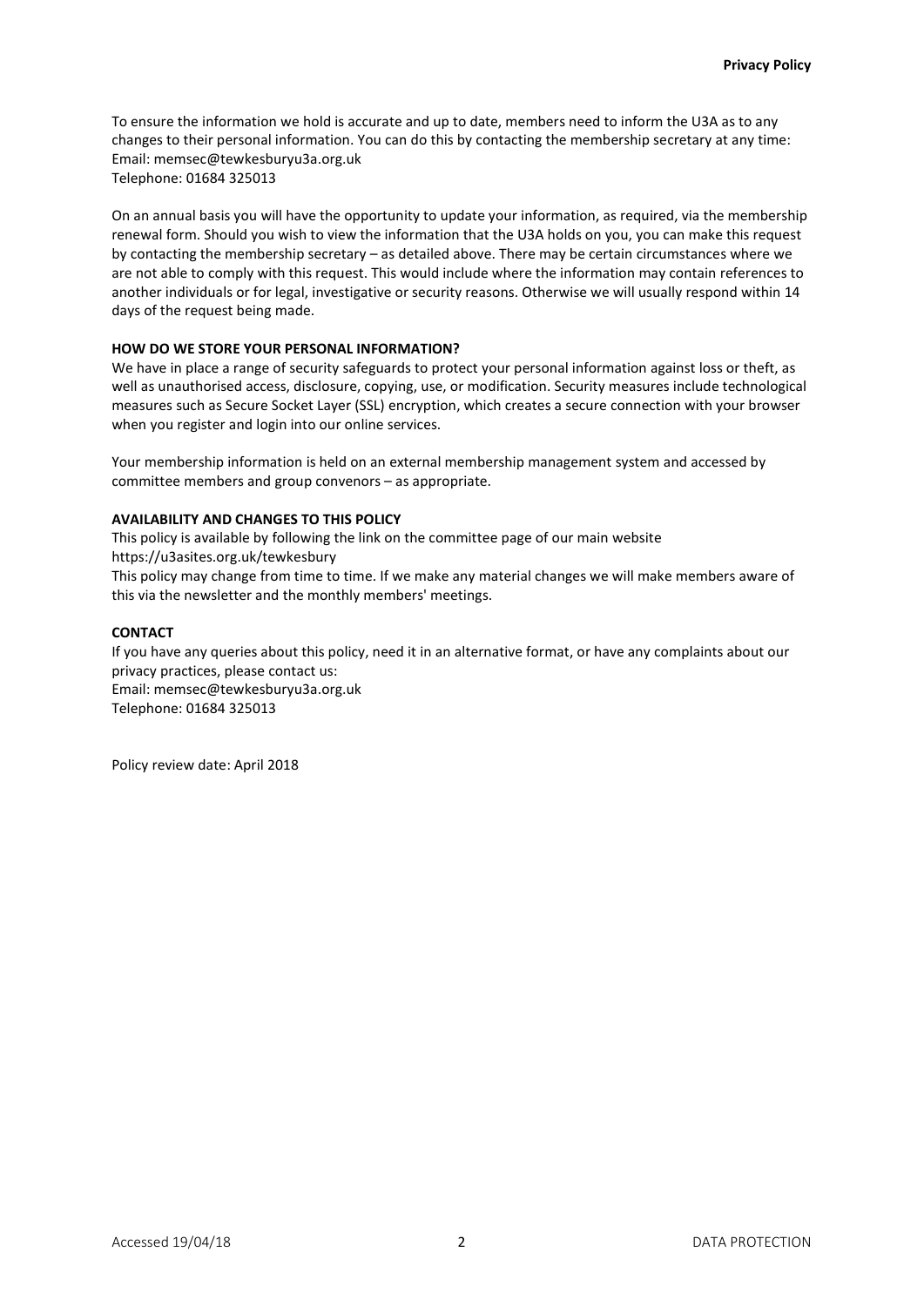To ensure the information we hold is accurate and up to date, members need to inform the U3A as to any changes to their personal information. You can do this by contacting the membership secretary at any time:
Email: memsec@tewkesburyu3a.org.uk
Telephone: 01684 325013

On an annual basis you will have the opportunity to update your information, as required, via the membership renewal form. Should you wish to view the information that the U3A holds on you, you can make this request by contacting the membership secretary – as detailed above. There may be certain circumstances where we are not able to comply with this request. This would include where the information may contain references to another individuals or for legal, investigative or security reasons. Otherwise we will usually respond within 14 days of the request being made.

**HOW DO WE STORE YOUR PERSONAL INFORMATION?**

We have in place a range of security safeguards to protect your personal information against loss or theft, as well as unauthorised access, disclosure, copying, use, or modification. Security measures include technological measures such as Secure Socket Layer (SSL) encryption, which creates a secure connection with your browser when you register and login into our online services.

Your membership information is held on an external membership management system and accessed by committee members and group convenors – as appropriate.

**AVAILABILITY AND CHANGES TO THIS POLICY**

This policy is available by following the link on the committee page of our main website
https://u3asites.org.uk/tewkesbury
This policy may change from time to time. If we make any material changes we will make members aware of this via the newsletter and the monthly members' meetings.

**CONTACT**

If you have any queries about this policy, need it in an alternative format, or have any complaints about our privacy practices, please contact us:
Email: memsec@tewkesburyu3a.org.uk
Telephone: 01684 325013

Policy review date: April 2018